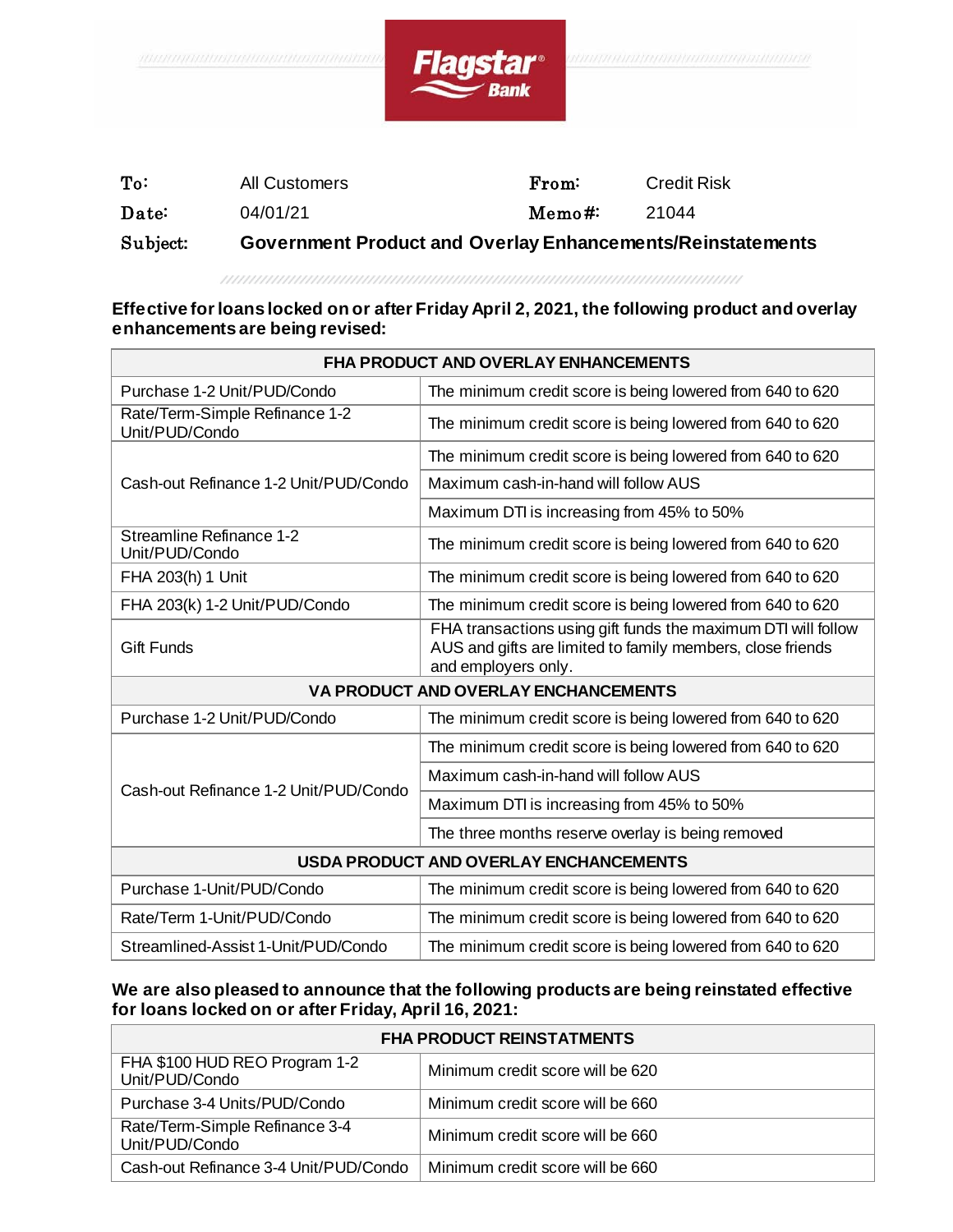Flagstar® Bank

| | | | |
|---|---|---|---|
| **To:** | All Customers | **From:** | Credit Risk |
| **Date:** | 04/01/21 | **Memo#:** | 21044 |
| **Subject:** | **Government Product and Overlay Enhancements/Reinstatements** | | |

**Effective for loans locked on or after Friday April 2, 2021, the following product and overlay enhancements are being revised:**

| **FHA PRODUCT AND OVERLAY ENHANCEMENTS** | |
|---|---|
| Purchase 1-2 Unit/PUD/Condo | The minimum credit score is being lowered from 640 to 620 |
| Rate/Term-Simple Refinance 1-2 Unit/PUD/Condo | The minimum credit score is being lowered from 640 to 620 |
| Cash-out Refinance 1-2 Unit/PUD/Condo | The minimum credit score is being lowered from 640 to 620 |
| | Maximum cash-in-hand will follow AUS |
| | Maximum DTI is increasing from 45% to 50% |
| Streamline Refinance 1-2 Unit/PUD/Condo | The minimum credit score is being lowered from 640 to 620 |
| FHA 203(h) 1 Unit | The minimum credit score is being lowered from 640 to 620 |
| FHA 203(k) 1-2 Unit/PUD/Condo | The minimum credit score is being lowered from 640 to 620 |
| Gift Funds | FHA transactions using gift funds the maximum DTI will follow AUS and gifts are limited to family members, close friends and employers only. |
| **VA PRODUCT AND OVERLAY ENCHANCEMENTS** | |
| Purchase 1-2 Unit/PUD/Condo | The minimum credit score is being lowered from 640 to 620 |
| Cash-out Refinance 1-2 Unit/PUD/Condo | The minimum credit score is being lowered from 640 to 620 |
| | Maximum cash-in-hand will follow AUS |
| | Maximum DTI is increasing from 45% to 50% |
| | The three months reserve overlay is being removed |
| **USDA PRODUCT AND OVERLAY ENCHANCEMENTS** | |
| Purchase 1-Unit/PUD/Condo | The minimum credit score is being lowered from 640 to 620 |
| Rate/Term 1-Unit/PUD/Condo | The minimum credit score is being lowered from 640 to 620 |
| Streamlined-Assist 1-Unit/PUD/Condo | The minimum credit score is being lowered from 640 to 620 |

**We are also pleased to announce that the following products are being reinstated effective for loans locked on or after Friday, April 16, 2021:**

| **FHA PRODUCT REINSTATMENTS** | |
|---|---|
| FHA $100 HUD REO Program 1-2 Unit/PUD/Condo | Minimum credit score will be 620 |
| Purchase 3-4 Units/PUD/Condo | Minimum credit score will be 660 |
| Rate/Term-Simple Refinance 3-4 Unit/PUD/Condo | Minimum credit score will be 660 |
| Cash-out Refinance 3-4 Unit/PUD/Condo | Minimum credit score will be 660 |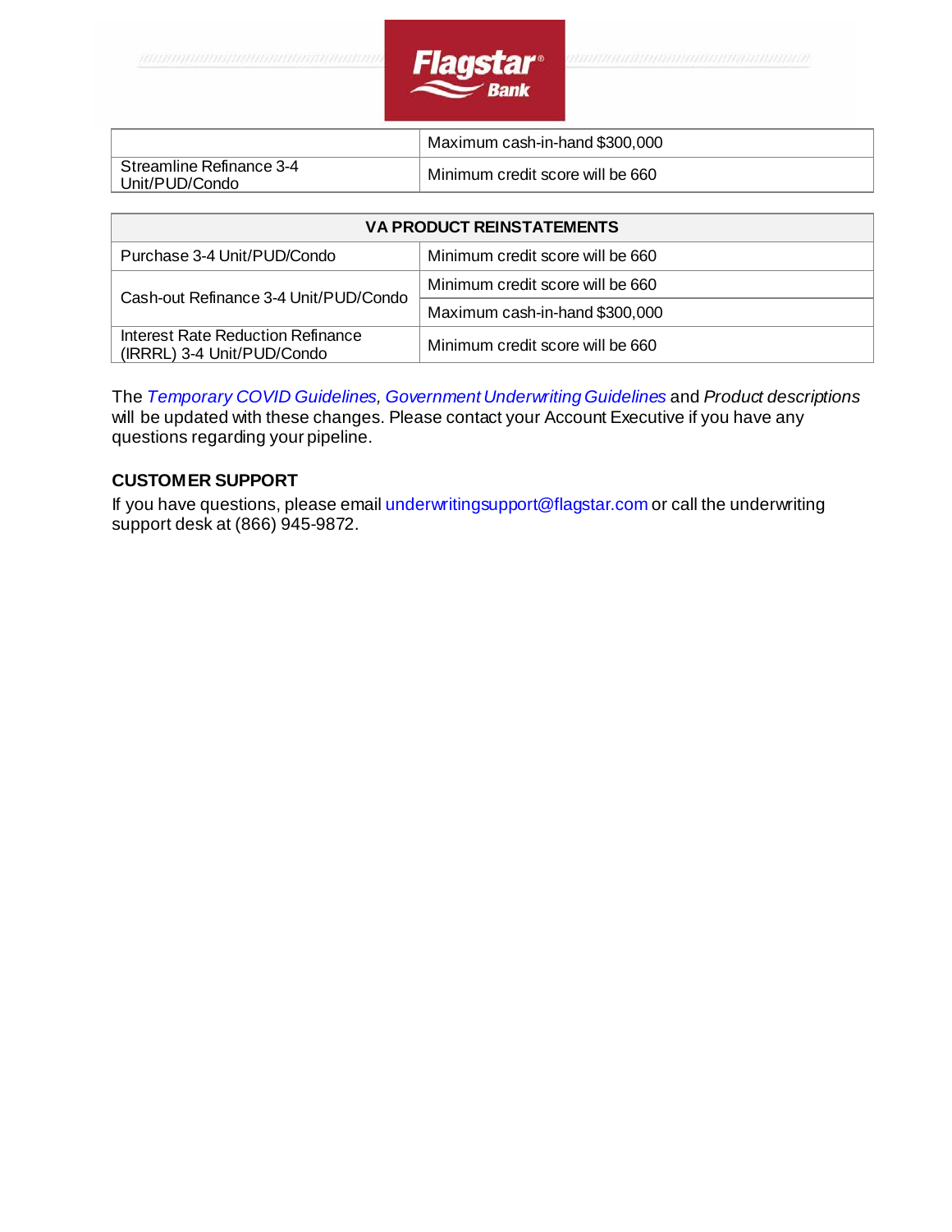| | |
|---|---|
| | Maximum cash-in-hand $300,000 |
| Streamline Refinance 3-4 Unit/PUD/Condo | Minimum credit score will be 660 |

| VA PRODUCT REINSTATEMENTS | |
|---|---|
| Purchase 3-4 Unit/PUD/Condo | Minimum credit score will be 660 |
| Cash-out Refinance 3-4 Unit/PUD/Condo | Minimum credit score will be 660 |
| | Maximum cash-in-hand $300,000 |
| Interest Rate Reduction Refinance (IRRRL) 3-4 Unit/PUD/Condo | Minimum credit score will be 660 |

The *Temporary COVID Guidelines, Government Underwriting Guidelines* and *Product descriptions* will be updated with these changes. Please contact your Account Executive if you have any questions regarding your pipeline.

**CUSTOMER SUPPORT**

If you have questions, please email underwritingsupport@flagstar.com or call the underwriting support desk at (866) 945-9872.